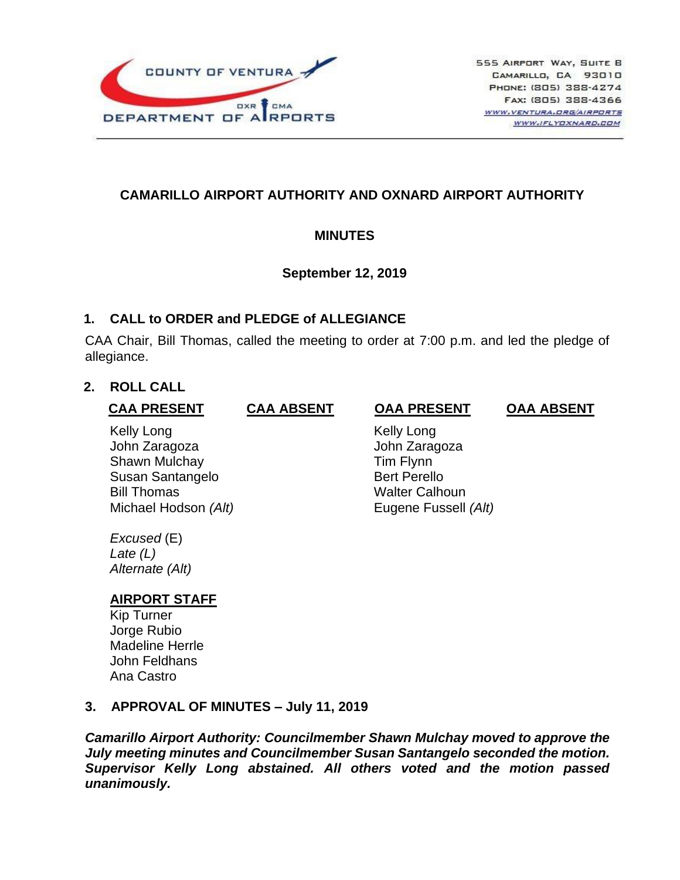COUNTY OF VENTURA

OXR CMA

DEPARTMENT OF AIRPORTS

555 Airport Way, Suite B
Camarillo, CA 93010
Phone: (805) 388-4274
Fax: (805) 388-4366
www.ventura.org/airports
www.iflyoxnard.com

# CAMARILLO AIRPORT AUTHORITY AND OXNARD AIRPORT AUTHORITY

## MINUTES

**September 12, 2019**

## 1. CALL to ORDER and PLEDGE of ALLEGIANCE

CAA Chair, Bill Thomas, called the meeting to order at 7:00 p.m. and led the pledge of allegiance.

## 2. ROLL CALL

| CAA PRESENT | CAA ABSENT | OAA PRESENT | OAA ABSENT |
|---|---|---|---|
| Kelly Long | | Kelly Long | |
| John Zaragoza | | John Zaragoza | |
| Shawn Mulchay | | Tim Flynn | |
| Susan Santangelo | | Bert Perello | |
| Bill Thomas | | Walter Calhoun | |
| Michael Hodson *(Alt)* | | Eugene Fussell *(Alt)* | |

*Excused* (E)
*Late (L)*
*Alternate (Alt)*

**AIRPORT STAFF**

Kip Turner
Jorge Rubio
Madeline Herrle
John Feldhans
Ana Castro

## 3. APPROVAL OF MINUTES – July 11, 2019

***Camarillo Airport Authority: Councilmember Shawn Mulchay moved to approve the July meeting minutes and Councilmember Susan Santangelo seconded the motion. Supervisor Kelly Long abstained. All others voted and the motion passed unanimously.***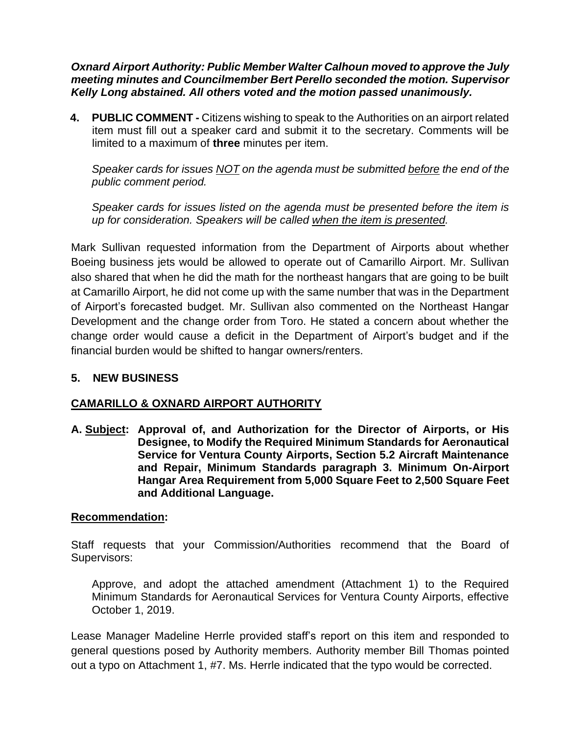***Oxnard Airport Authority: Public Member Walter Calhoun moved to approve the July meeting minutes and Councilmember Bert Perello seconded the motion. Supervisor Kelly Long abstained. All others voted and the motion passed unanimously.***

**4. PUBLIC COMMENT -** Citizens wishing to speak to the Authorities on an airport related item must fill out a speaker card and submit it to the secretary. Comments will be limited to a maximum of **three** minutes per item.

*Speaker cards for issues <u>NOT</u> on the agenda must be submitted <u>before</u> the end of the public comment period.*

*Speaker cards for issues listed on the agenda must be presented before the item is up for consideration. Speakers will be called <u>when the item is presented</u>.*

Mark Sullivan requested information from the Department of Airports about whether Boeing business jets would be allowed to operate out of Camarillo Airport. Mr. Sullivan also shared that when he did the math for the northeast hangars that are going to be built at Camarillo Airport, he did not come up with the same number that was in the Department of Airport's forecasted budget. Mr. Sullivan also commented on the Northeast Hangar Development and the change order from Toro. He stated a concern about whether the change order would cause a deficit in the Department of Airport's budget and if the financial burden would be shifted to hangar owners/renters.

## 5. NEW BUSINESS

### CAMARILLO & OXNARD AIRPORT AUTHORITY

**A. <u>Subject</u>: Approval of, and Authorization for the Director of Airports, or His Designee, to Modify the Required Minimum Standards for Aeronautical Service for Ventura County Airports, Section 5.2 Aircraft Maintenance and Repair, Minimum Standards paragraph 3. Minimum On-Airport Hangar Area Requirement from 5,000 Square Feet to 2,500 Square Feet and Additional Language.**

**<u>Recommendation</u>:**

Staff requests that your Commission/Authorities recommend that the Board of Supervisors:

Approve, and adopt the attached amendment (Attachment 1) to the Required Minimum Standards for Aeronautical Services for Ventura County Airports, effective October 1, 2019.

Lease Manager Madeline Herrle provided staff's report on this item and responded to general questions posed by Authority members. Authority member Bill Thomas pointed out a typo on Attachment 1, #7. Ms. Herrle indicated that the typo would be corrected.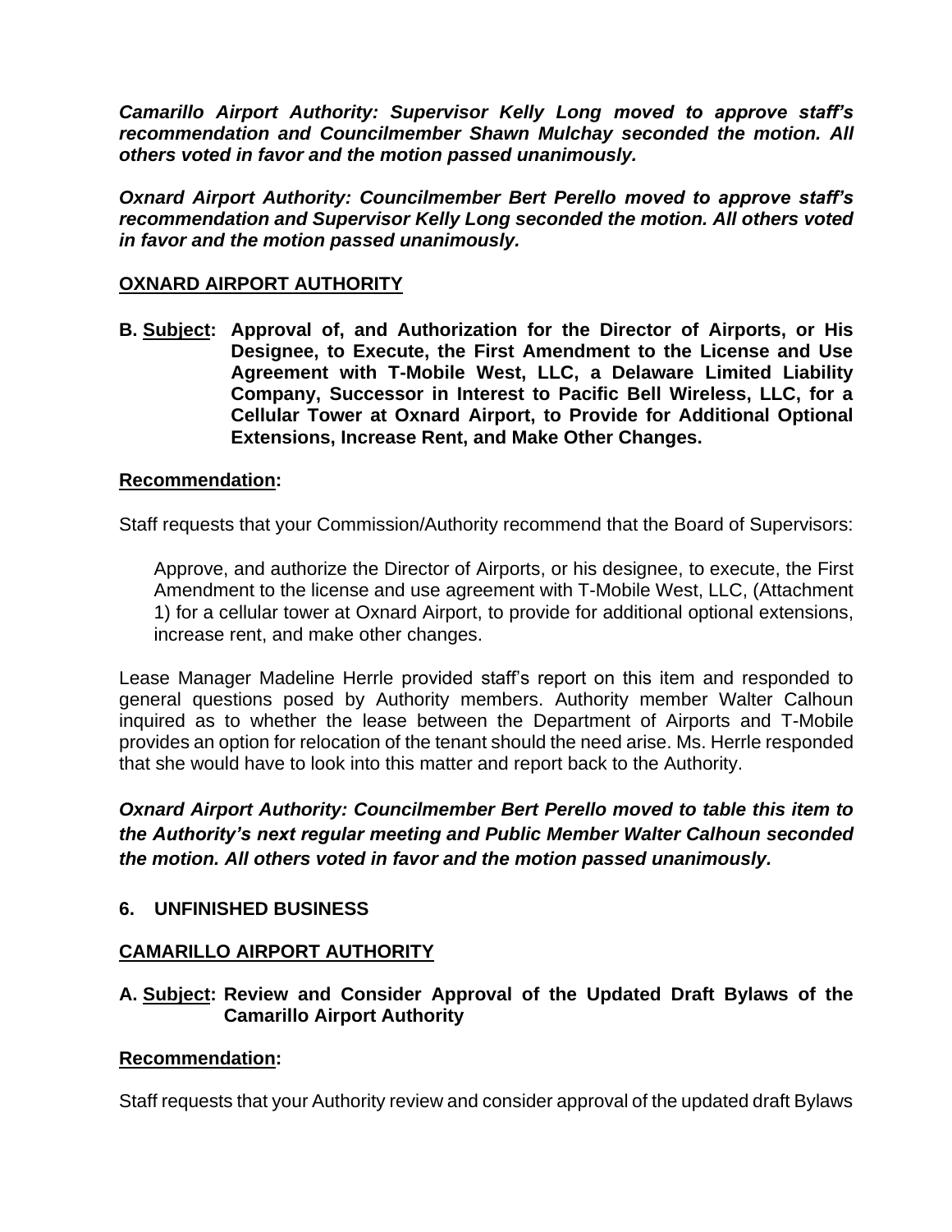***Camarillo Airport Authority: Supervisor Kelly Long moved to approve staff's recommendation and Councilmember Shawn Mulchay seconded the motion. All others voted in favor and the motion passed unanimously.***

***Oxnard Airport Authority: Councilmember Bert Perello moved to approve staff's recommendation and Supervisor Kelly Long seconded the motion. All others voted in favor and the motion passed unanimously.***

## OXNARD AIRPORT AUTHORITY

**B. Subject: Approval of, and Authorization for the Director of Airports, or His Designee, to Execute, the First Amendment to the License and Use Agreement with T-Mobile West, LLC, a Delaware Limited Liability Company, Successor in Interest to Pacific Bell Wireless, LLC, for a Cellular Tower at Oxnard Airport, to Provide for Additional Optional Extensions, Increase Rent, and Make Other Changes.**

**Recommendation:**

Staff requests that your Commission/Authority recommend that the Board of Supervisors:

Approve, and authorize the Director of Airports, or his designee, to execute, the First Amendment to the license and use agreement with T-Mobile West, LLC, (Attachment 1) for a cellular tower at Oxnard Airport, to provide for additional optional extensions, increase rent, and make other changes.

Lease Manager Madeline Herrle provided staff's report on this item and responded to general questions posed by Authority members. Authority member Walter Calhoun inquired as to whether the lease between the Department of Airports and T-Mobile provides an option for relocation of the tenant should the need arise. Ms. Herrle responded that she would have to look into this matter and report back to the Authority.

***Oxnard Airport Authority: Councilmember Bert Perello moved to table this item to the Authority's next regular meeting and Public Member Walter Calhoun seconded the motion. All others voted in favor and the motion passed unanimously.***

## 6. UNFINISHED BUSINESS

## CAMARILLO AIRPORT AUTHORITY

**A. Subject: Review and Consider Approval of the Updated Draft Bylaws of the Camarillo Airport Authority**

**Recommendation:**

Staff requests that your Authority review and consider approval of the updated draft Bylaws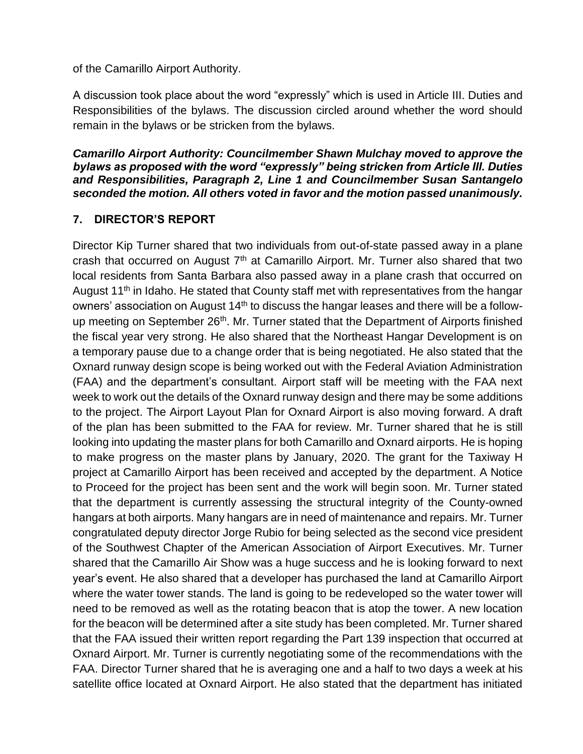of the Camarillo Airport Authority.

A discussion took place about the word "expressly" which is used in Article III. Duties and Responsibilities of the bylaws. The discussion circled around whether the word should remain in the bylaws or be stricken from the bylaws.

***Camarillo Airport Authority: Councilmember Shawn Mulchay moved to approve the bylaws as proposed with the word "expressly" being stricken from Article III. Duties and Responsibilities, Paragraph 2, Line 1 and Councilmember Susan Santangelo seconded the motion. All others voted in favor and the motion passed unanimously.***

## 7. DIRECTOR'S REPORT

Director Kip Turner shared that two individuals from out-of-state passed away in a plane crash that occurred on August 7th at Camarillo Airport. Mr. Turner also shared that two local residents from Santa Barbara also passed away in a plane crash that occurred on August 11th in Idaho. He stated that County staff met with representatives from the hangar owners' association on August 14th to discuss the hangar leases and there will be a follow-up meeting on September 26th. Mr. Turner stated that the Department of Airports finished the fiscal year very strong. He also shared that the Northeast Hangar Development is on a temporary pause due to a change order that is being negotiated. He also stated that the Oxnard runway design scope is being worked out with the Federal Aviation Administration (FAA) and the department's consultant. Airport staff will be meeting with the FAA next week to work out the details of the Oxnard runway design and there may be some additions to the project. The Airport Layout Plan for Oxnard Airport is also moving forward. A draft of the plan has been submitted to the FAA for review. Mr. Turner shared that he is still looking into updating the master plans for both Camarillo and Oxnard airports. He is hoping to make progress on the master plans by January, 2020. The grant for the Taxiway H project at Camarillo Airport has been received and accepted by the department. A Notice to Proceed for the project has been sent and the work will begin soon. Mr. Turner stated that the department is currently assessing the structural integrity of the County-owned hangars at both airports. Many hangars are in need of maintenance and repairs. Mr. Turner congratulated deputy director Jorge Rubio for being selected as the second vice president of the Southwest Chapter of the American Association of Airport Executives. Mr. Turner shared that the Camarillo Air Show was a huge success and he is looking forward to next year's event. He also shared that a developer has purchased the land at Camarillo Airport where the water tower stands. The land is going to be redeveloped so the water tower will need to be removed as well as the rotating beacon that is atop the tower. A new location for the beacon will be determined after a site study has been completed. Mr. Turner shared that the FAA issued their written report regarding the Part 139 inspection that occurred at Oxnard Airport. Mr. Turner is currently negotiating some of the recommendations with the FAA. Director Turner shared that he is averaging one and a half to two days a week at his satellite office located at Oxnard Airport. He also stated that the department has initiated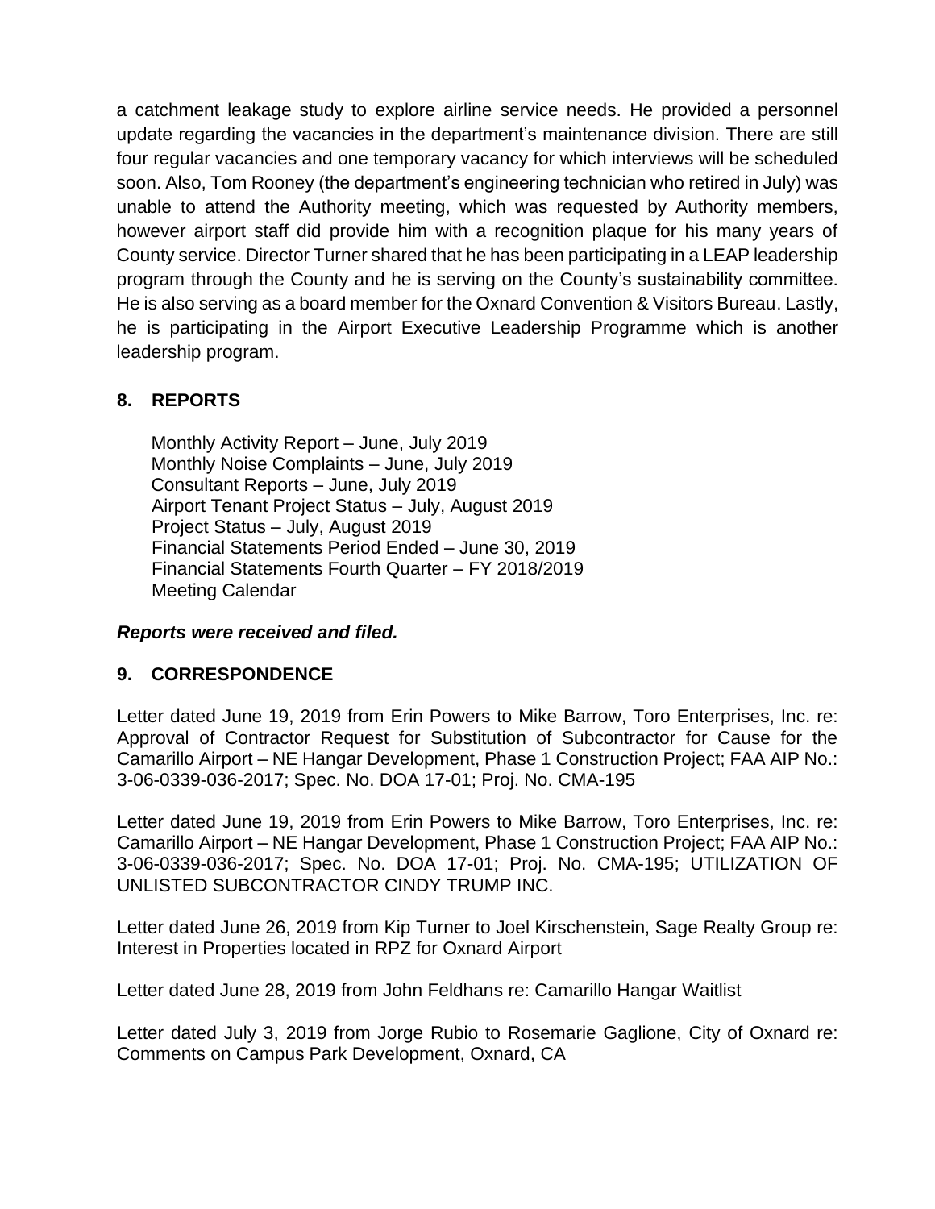a catchment leakage study to explore airline service needs. He provided a personnel update regarding the vacancies in the department's maintenance division. There are still four regular vacancies and one temporary vacancy for which interviews will be scheduled soon. Also, Tom Rooney (the department's engineering technician who retired in July) was unable to attend the Authority meeting, which was requested by Authority members, however airport staff did provide him with a recognition plaque for his many years of County service. Director Turner shared that he has been participating in a LEAP leadership program through the County and he is serving on the County's sustainability committee. He is also serving as a board member for the Oxnard Convention & Visitors Bureau. Lastly, he is participating in the Airport Executive Leadership Programme which is another leadership program.

## 8. REPORTS

Monthly Activity Report – June, July 2019
Monthly Noise Complaints – June, July 2019
Consultant Reports – June, July 2019
Airport Tenant Project Status – July, August 2019
Project Status – July, August 2019
Financial Statements Period Ended – June 30, 2019
Financial Statements Fourth Quarter – FY 2018/2019
Meeting Calendar

***Reports were received and filed.***

## 9. CORRESPONDENCE

Letter dated June 19, 2019 from Erin Powers to Mike Barrow, Toro Enterprises, Inc. re: Approval of Contractor Request for Substitution of Subcontractor for Cause for the Camarillo Airport – NE Hangar Development, Phase 1 Construction Project; FAA AIP No.: 3-06-0339-036-2017; Spec. No. DOA 17-01; Proj. No. CMA-195

Letter dated June 19, 2019 from Erin Powers to Mike Barrow, Toro Enterprises, Inc. re: Camarillo Airport – NE Hangar Development, Phase 1 Construction Project; FAA AIP No.: 3-06-0339-036-2017; Spec. No. DOA 17-01; Proj. No. CMA-195; UTILIZATION OF UNLISTED SUBCONTRACTOR CINDY TRUMP INC.

Letter dated June 26, 2019 from Kip Turner to Joel Kirschenstein, Sage Realty Group re: Interest in Properties located in RPZ for Oxnard Airport

Letter dated June 28, 2019 from John Feldhans re: Camarillo Hangar Waitlist

Letter dated July 3, 2019 from Jorge Rubio to Rosemarie Gaglione, City of Oxnard re: Comments on Campus Park Development, Oxnard, CA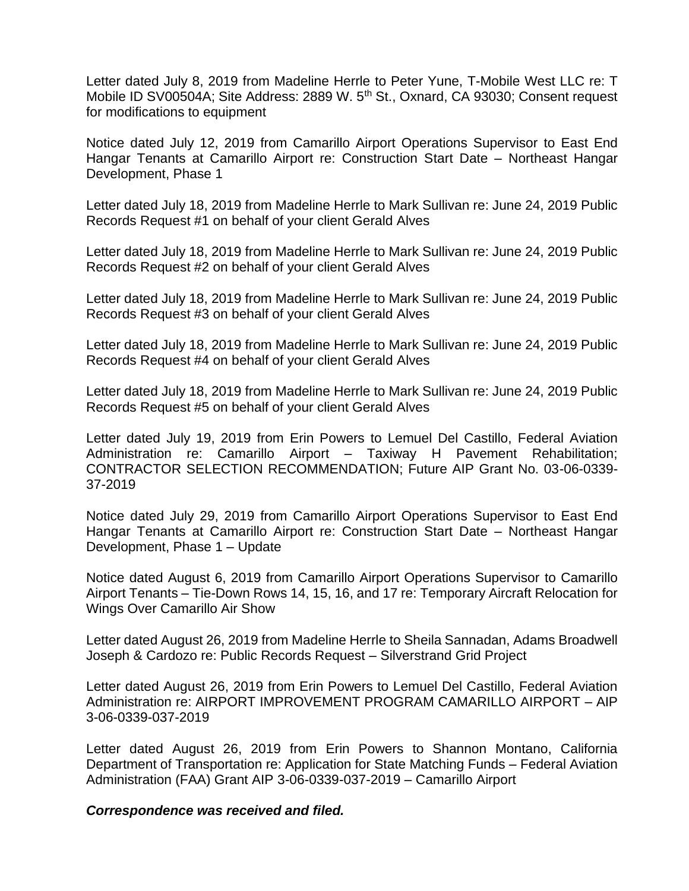Letter dated July 8, 2019 from Madeline Herrle to Peter Yune, T-Mobile West LLC re: T Mobile ID SV00504A; Site Address: 2889 W. 5th St., Oxnard, CA 93030; Consent request for modifications to equipment

Notice dated July 12, 2019 from Camarillo Airport Operations Supervisor to East End Hangar Tenants at Camarillo Airport re: Construction Start Date – Northeast Hangar Development, Phase 1

Letter dated July 18, 2019 from Madeline Herrle to Mark Sullivan re: June 24, 2019 Public Records Request #1 on behalf of your client Gerald Alves

Letter dated July 18, 2019 from Madeline Herrle to Mark Sullivan re: June 24, 2019 Public Records Request #2 on behalf of your client Gerald Alves

Letter dated July 18, 2019 from Madeline Herrle to Mark Sullivan re: June 24, 2019 Public Records Request #3 on behalf of your client Gerald Alves

Letter dated July 18, 2019 from Madeline Herrle to Mark Sullivan re: June 24, 2019 Public Records Request #4 on behalf of your client Gerald Alves

Letter dated July 18, 2019 from Madeline Herrle to Mark Sullivan re: June 24, 2019 Public Records Request #5 on behalf of your client Gerald Alves

Letter dated July 19, 2019 from Erin Powers to Lemuel Del Castillo, Federal Aviation Administration re: Camarillo Airport – Taxiway H Pavement Rehabilitation; CONTRACTOR SELECTION RECOMMENDATION; Future AIP Grant No. 03-06-0339-37-2019

Notice dated July 29, 2019 from Camarillo Airport Operations Supervisor to East End Hangar Tenants at Camarillo Airport re: Construction Start Date – Northeast Hangar Development, Phase 1 – Update

Notice dated August 6, 2019 from Camarillo Airport Operations Supervisor to Camarillo Airport Tenants – Tie-Down Rows 14, 15, 16, and 17 re: Temporary Aircraft Relocation for Wings Over Camarillo Air Show

Letter dated August 26, 2019 from Madeline Herrle to Sheila Sannadan, Adams Broadwell Joseph & Cardozo re: Public Records Request – Silverstrand Grid Project

Letter dated August 26, 2019 from Erin Powers to Lemuel Del Castillo, Federal Aviation Administration re: AIRPORT IMPROVEMENT PROGRAM CAMARILLO AIRPORT – AIP 3-06-0339-037-2019

Letter dated August 26, 2019 from Erin Powers to Shannon Montano, California Department of Transportation re: Application for State Matching Funds – Federal Aviation Administration (FAA) Grant AIP 3-06-0339-037-2019 – Camarillo Airport

***Correspondence was received and filed.***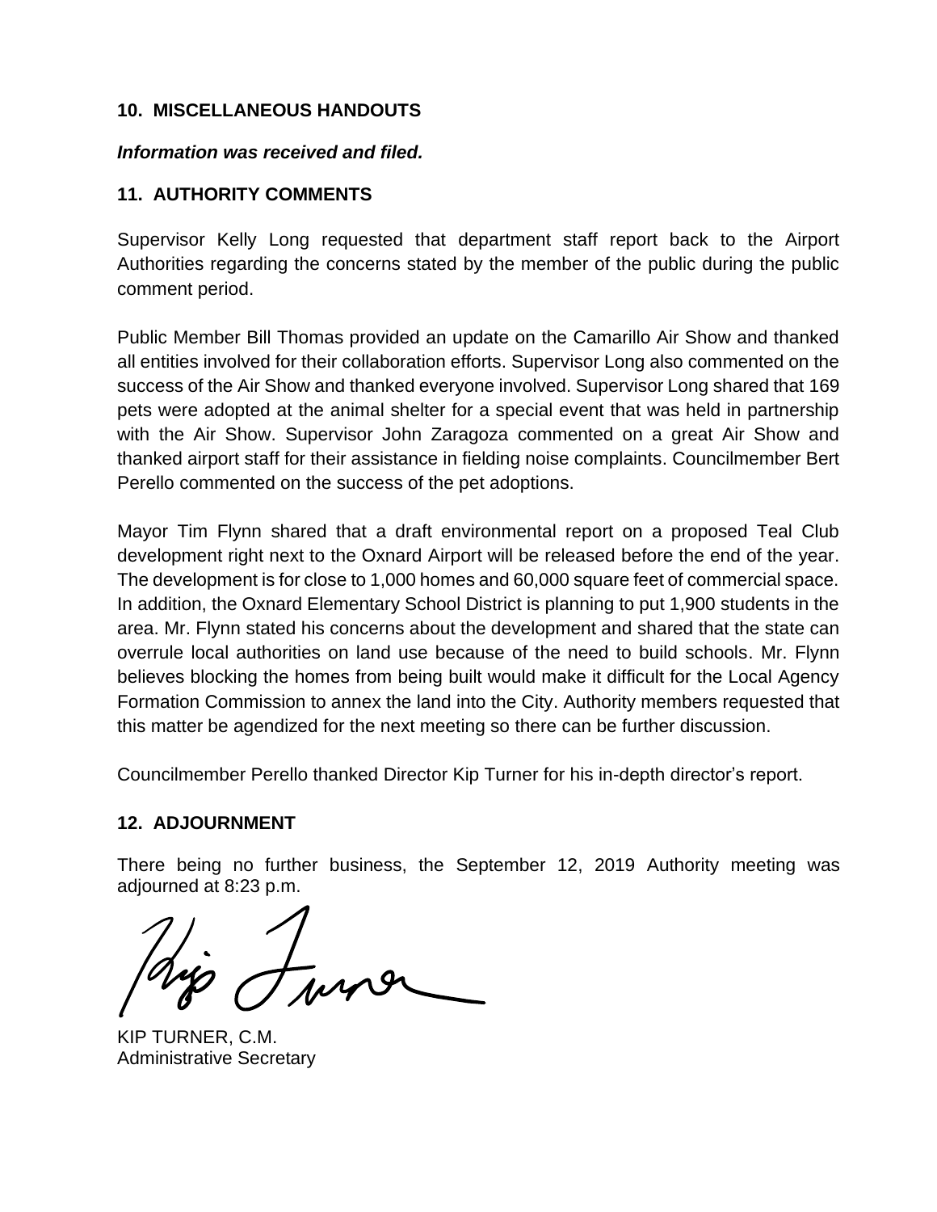## 10. MISCELLANEOUS HANDOUTS

***Information was received and filed.***

## 11. AUTHORITY COMMENTS

Supervisor Kelly Long requested that department staff report back to the Airport Authorities regarding the concerns stated by the member of the public during the public comment period.

Public Member Bill Thomas provided an update on the Camarillo Air Show and thanked all entities involved for their collaboration efforts. Supervisor Long also commented on the success of the Air Show and thanked everyone involved. Supervisor Long shared that 169 pets were adopted at the animal shelter for a special event that was held in partnership with the Air Show. Supervisor John Zaragoza commented on a great Air Show and thanked airport staff for their assistance in fielding noise complaints. Councilmember Bert Perello commented on the success of the pet adoptions.

Mayor Tim Flynn shared that a draft environmental report on a proposed Teal Club development right next to the Oxnard Airport will be released before the end of the year. The development is for close to 1,000 homes and 60,000 square feet of commercial space. In addition, the Oxnard Elementary School District is planning to put 1,900 students in the area. Mr. Flynn stated his concerns about the development and shared that the state can overrule local authorities on land use because of the need to build schools. Mr. Flynn believes blocking the homes from being built would make it difficult for the Local Agency Formation Commission to annex the land into the City. Authority members requested that this matter be agendized for the next meeting so there can be further discussion.

Councilmember Perello thanked Director Kip Turner for his in-depth director's report.

## 12. ADJOURNMENT

There being no further business, the September 12, 2019 Authority meeting was adjourned at 8:23 p.m.

KIP TURNER, C.M.
Administrative Secretary